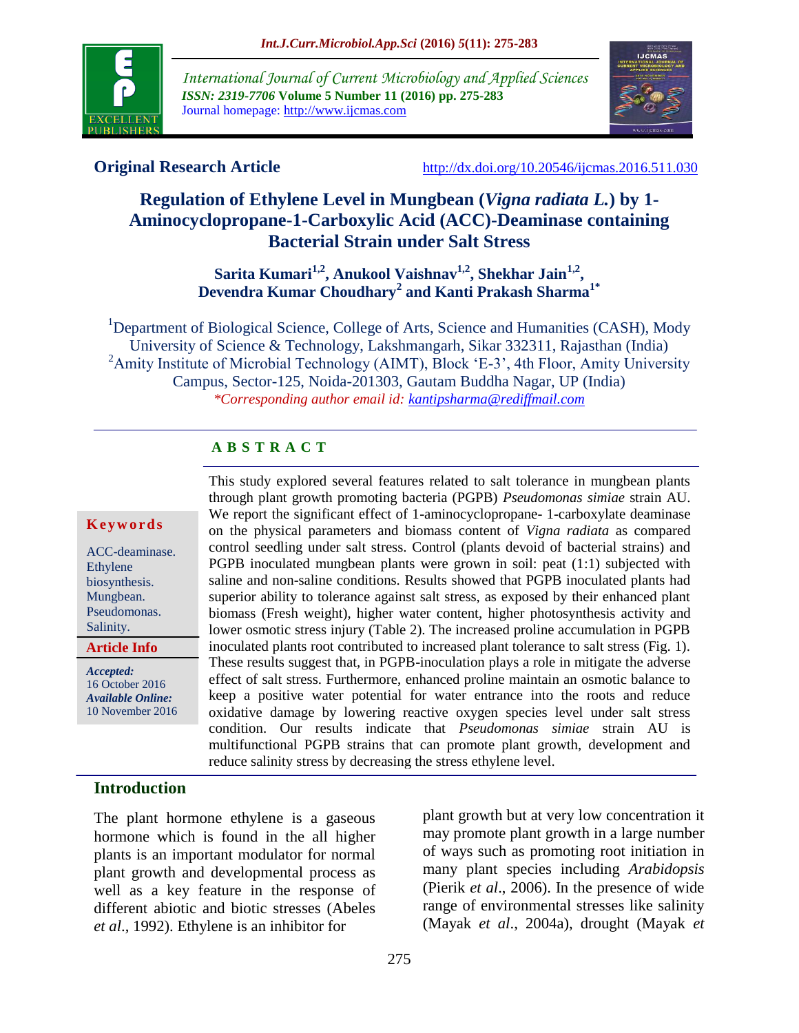International Journal of Current Microbiology and Applied Sciences
*ISSN: 2319-7706* **Volume 5 Number 11 (2016) pp. 275-283**
Journal homepage: http://www.ijcmas.com

**Original Research Article** http://dx.doi.org/10.20546/ijcmas.2016.511.030

# Regulation of Ethylene Level in Mungbean (*Vigna radiata L.*) by 1-Aminocyclopropane-1-Carboxylic Acid (ACC)-Deaminase containing Bacterial Strain under Salt Stress

**Sarita Kumari[1,2], Anukool Vaishnav[1,2], Shekhar Jain[1,2], Devendra Kumar Choudhary[2] and Kanti Prakash Sharma[1*]**

[1]Department of Biological Science, College of Arts, Science and Humanities (CASH), Mody University of Science & Technology, Lakshmangarh, Sikar 332311, Rajasthan (India)
[2]Amity Institute of Microbial Technology (AIMT), Block 'E-3', 4th Floor, Amity University Campus, Sector-125, Noida-201303, Gautam Buddha Nagar, UP (India)
*\*Corresponding author email id: kantipsharma@rediffmail.com*

**Keywords**

ACC-deaminase. Ethylene biosynthesis. Mungbean. Pseudomonas. Salinity.

**Article Info**

***Accepted:*** 16 October 2016
***Available Online:*** 10 November 2016

## ABSTRACT

This study explored several features related to salt tolerance in mungbean plants through plant growth promoting bacteria (PGPB) *Pseudomonas simiae* strain AU. We report the significant effect of 1-aminocyclopropane- 1-carboxylate deaminase on the physical parameters and biomass content of *Vigna radiata* as compared control seedling under salt stress. Control (plants devoid of bacterial strains) and PGPB inoculated mungbean plants were grown in soil: peat (1:1) subjected with saline and non-saline conditions. Results showed that PGPB inoculated plants had superior ability to tolerance against salt stress, as exposed by their enhanced plant biomass (Fresh weight), higher water content, higher photosynthesis activity and lower osmotic stress injury (Table 2). The increased proline accumulation in PGPB inoculated plants root contributed to increased plant tolerance to salt stress (Fig. 1). These results suggest that, in PGPB-inoculation plays a role in mitigate the adverse effect of salt stress. Furthermore, enhanced proline maintain an osmotic balance to keep a positive water potential for water entrance into the roots and reduce oxidative damage by lowering reactive oxygen species level under salt stress condition. Our results indicate that *Pseudomonas simiae* strain AU is multifunctional PGPB strains that can promote plant growth, development and reduce salinity stress by decreasing the stress ethylene level.

## Introduction

The plant hormone ethylene is a gaseous hormone which is found in the all higher plants is an important modulator for normal plant growth and developmental process as well as a key feature in the response of different abiotic and biotic stresses (Abeles *et al*., 1992). Ethylene is an inhibitor for plant growth but at very low concentration it may promote plant growth in a large number of ways such as promoting root initiation in many plant species including *Arabidopsis* (Pierik *et al*., 2006). In the presence of wide range of environmental stresses like salinity (Mayak *et al*., 2004a), drought (Mayak *et*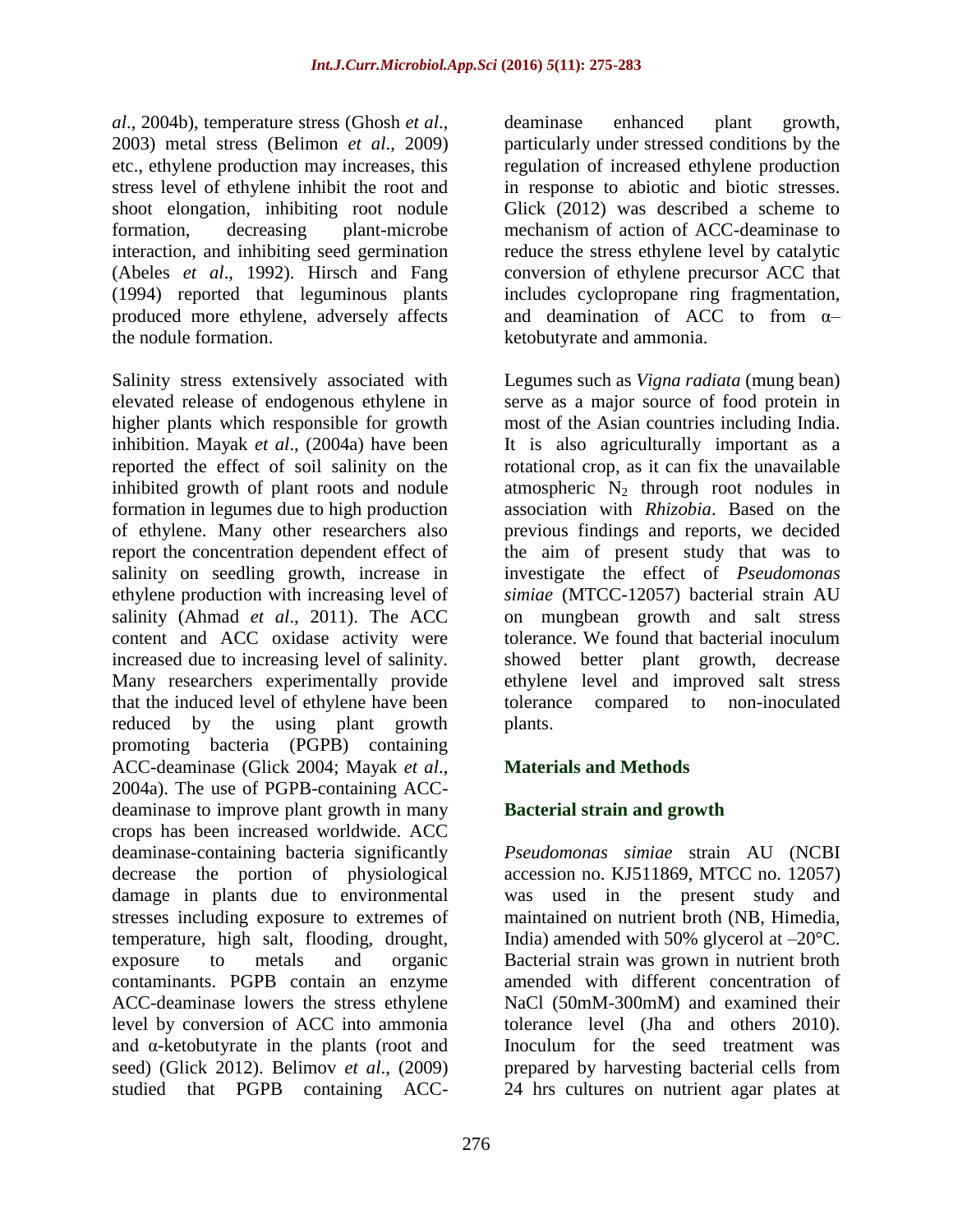*al*., 2004b), temperature stress (Ghosh *et al*., 2003) metal stress (Belimon *et al*., 2009) etc., ethylene production may increases, this stress level of ethylene inhibit the root and shoot elongation, inhibiting root nodule formation, decreasing plant-microbe interaction, and inhibiting seed germination (Abeles *et al*., 1992). Hirsch and Fang (1994) reported that leguminous plants produced more ethylene, adversely affects the nodule formation.

Salinity stress extensively associated with elevated release of endogenous ethylene in higher plants which responsible for growth inhibition. Mayak *et al*., (2004a) have been reported the effect of soil salinity on the inhibited growth of plant roots and nodule formation in legumes due to high production of ethylene. Many other researchers also report the concentration dependent effect of salinity on seedling growth, increase in ethylene production with increasing level of salinity (Ahmad *et al*., 2011). The ACC content and ACC oxidase activity were increased due to increasing level of salinity. Many researchers experimentally provide that the induced level of ethylene have been reduced by the using plant growth promoting bacteria (PGPB) containing ACC-deaminase (Glick 2004; Mayak *et al*., 2004a). The use of PGPB-containing ACC-deaminase to improve plant growth in many crops has been increased worldwide. ACC deaminase-containing bacteria significantly decrease the portion of physiological damage in plants due to environmental stresses including exposure to extremes of temperature, high salt, flooding, drought, exposure to metals and organic contaminants. PGPB contain an enzyme ACC-deaminase lowers the stress ethylene level by conversion of ACC into ammonia and α-ketobutyrate in the plants (root and seed) (Glick 2012). Belimov *et al*., (2009) studied that PGPB containing ACC-deaminase enhanced plant growth, particularly under stressed conditions by the regulation of increased ethylene production in response to abiotic and biotic stresses. Glick (2012) was described a scheme to mechanism of action of ACC-deaminase to reduce the stress ethylene level by catalytic conversion of ethylene precursor ACC that includes cyclopropane ring fragmentation, and deamination of ACC to from α–ketobutyrate and ammonia.

Legumes such as *Vigna radiata* (mung bean) serve as a major source of food protein in most of the Asian countries including India. It is also agriculturally important as a rotational crop, as it can fix the unavailable atmospheric $N_2$ through root nodules in association with *Rhizobia*. Based on the previous findings and reports, we decided the aim of present study that was to investigate the effect of *Pseudomonas simiae* (MTCC-12057) bacterial strain AU on mungbean growth and salt stress tolerance. We found that bacterial inoculum showed better plant growth, decrease ethylene level and improved salt stress tolerance compared to non-inoculated plants.

## Materials and Methods

### Bacterial strain and growth

*Pseudomonas simiae* strain AU (NCBI accession no. KJ511869, MTCC no. 12057) was used in the present study and maintained on nutrient broth (NB, Himedia, India) amended with 50% glycerol at –20°C. Bacterial strain was grown in nutrient broth amended with different concentration of NaCl (50mM-300mM) and examined their tolerance level (Jha and others 2010). Inoculum for the seed treatment was prepared by harvesting bacterial cells from 24 hrs cultures on nutrient agar plates at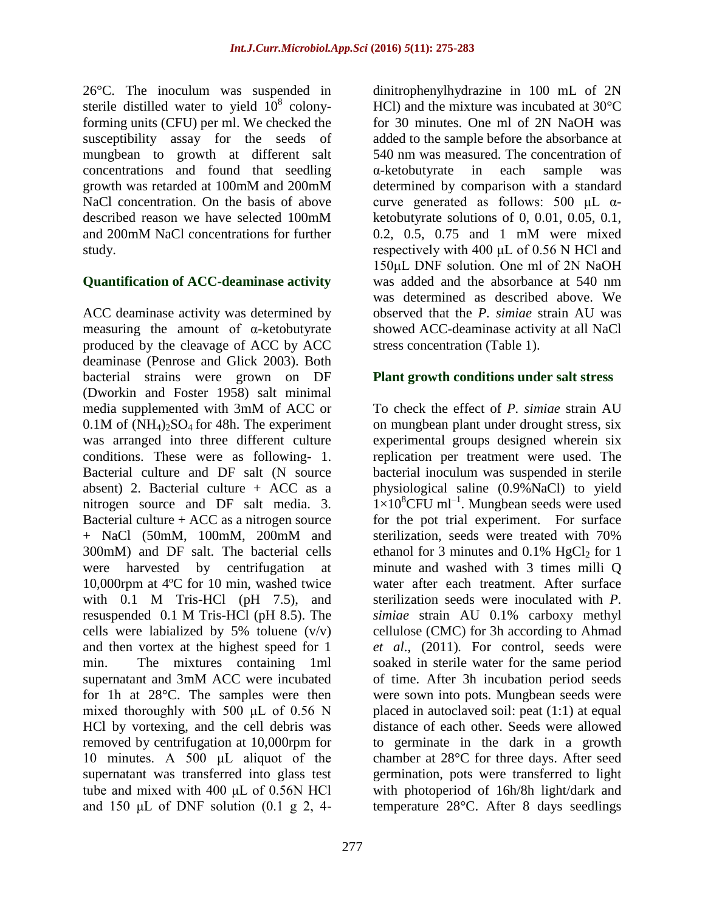26°C. The inoculum was suspended in sterile distilled water to yield $10^8$ colony-forming units (CFU) per ml. We checked the susceptibility assay for the seeds of mungbean to growth at different salt concentrations and found that seedling growth was retarded at 100mM and 200mM NaCl concentration. On the basis of above described reason we have selected 100mM and 200mM NaCl concentrations for further study.

### Quantification of ACC-deaminase activity

ACC deaminase activity was determined by measuring the amount of α-ketobutyrate produced by the cleavage of ACC by ACC deaminase (Penrose and Glick 2003). Both bacterial strains were grown on DF (Dworkin and Foster 1958) salt minimal media supplemented with 3mM of ACC or 0.1M of $(NH_4)_2SO_4$ for 48h. The experiment was arranged into three different culture conditions. These were as following- 1. Bacterial culture and DF salt (N source absent) 2. Bacterial culture + ACC as a nitrogen source and DF salt media. 3. Bacterial culture + ACC as a nitrogen source + NaCl (50mM, 100mM, 200mM and 300mM) and DF salt. The bacterial cells were harvested by centrifugation at 10,000rpm at 4ºC for 10 min, washed twice with 0.1 M Tris-HCl (pH 7.5), and resuspended 0.1 M Tris-HCl (pH 8.5). The cells were labialized by 5% toluene (v/v) and then vortex at the highest speed for 1 min. The mixtures containing 1ml supernatant and 3mM ACC were incubated for 1h at 28°C. The samples were then mixed thoroughly with 500 μL of 0.56 N HCl by vortexing, and the cell debris was removed by centrifugation at 10,000rpm for 10 minutes. A 500 μL aliquot of the supernatant was transferred into glass test tube and mixed with 400 μL of 0.56N HCl and 150 μL of DNF solution (0.1 g 2, 4-dinitrophenylhydrazine in 100 mL of 2N HCl) and the mixture was incubated at 30°C for 30 minutes. One ml of 2N NaOH was added to the sample before the absorbance at 540 nm was measured. The concentration of α-ketobutyrate in each sample was determined by comparison with a standard curve generated as follows: 500 μL α-ketobutyrate solutions of 0, 0.01, 0.05, 0.1, 0.2, 0.5, 0.75 and 1 mM were mixed respectively with 400 μL of 0.56 N HCl and 150μL DNF solution. One ml of 2N NaOH was added and the absorbance at 540 nm was determined as described above. We observed that the *P. simiae* strain AU was showed ACC-deaminase activity at all NaCl stress concentration (Table 1).

### Plant growth conditions under salt stress

To check the effect of *P. simiae* strain AU on mungbean plant under drought stress, six experimental groups designed wherein six replication per treatment were used. The bacterial inoculum was suspended in sterile physiological saline (0.9%NaCl) to yield $1\times10^8$CFU $ml^{-1}$. Mungbean seeds were used for the pot trial experiment. For surface sterilization, seeds were treated with 70% ethanol for 3 minutes and 0.1% $HgCl_2$ for 1 minute and washed with 3 times milli Q water after each treatment. After surface sterilization seeds were inoculated with *P. simiae* strain AU 0.1% carboxy methyl cellulose (CMC) for 3h according to Ahmad *et al*., (2011). For control, seeds were soaked in sterile water for the same period of time. After 3h incubation period seeds were sown into pots. Mungbean seeds were placed in autoclaved soil: peat (1:1) at equal distance of each other. Seeds were allowed to germinate in the dark in a growth chamber at 28°C for three days. After seed germination, pots were transferred to light with photoperiod of 16h/8h light/dark and temperature 28°C. After 8 days seedlings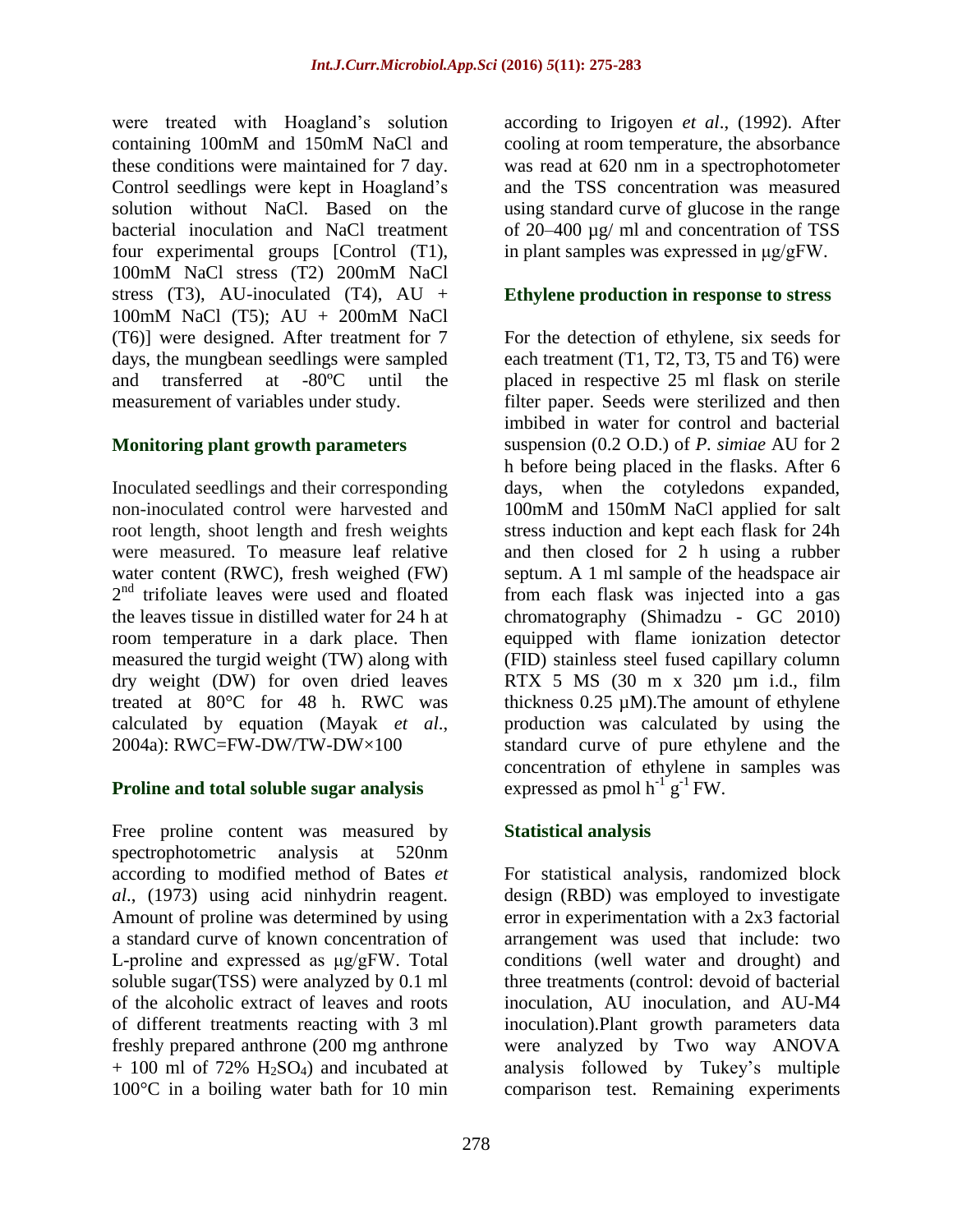were treated with Hoagland's solution containing 100mM and 150mM NaCl and these conditions were maintained for 7 day. Control seedlings were kept in Hoagland's solution without NaCl. Based on the bacterial inoculation and NaCl treatment four experimental groups [Control (T1), 100mM NaCl stress (T2) 200mM NaCl stress (T3), AU-inoculated (T4), AU + 100mM NaCl (T5); AU + 200mM NaCl (T6)] were designed. After treatment for 7 days, the mungbean seedlings were sampled and transferred at -80ºC until the measurement of variables under study.

### Monitoring plant growth parameters

Inoculated seedlings and their corresponding non-inoculated control were harvested and root length, shoot length and fresh weights were measured. To measure leaf relative water content (RWC), fresh weighed (FW) 2nd trifoliate leaves were used and floated the leaves tissue in distilled water for 24 h at room temperature in a dark place. Then measured the turgid weight (TW) along with dry weight (DW) for oven dried leaves treated at 80°C for 48 h. RWC was calculated by equation (Mayak *et al*., 2004a): RWC=FW-DW/TW-DW×100

### Proline and total soluble sugar analysis

Free proline content was measured by spectrophotometric analysis at 520nm according to modified method of Bates *et al*., (1973) using acid ninhydrin reagent. Amount of proline was determined by using a standard curve of known concentration of L-proline and expressed as µg/gFW. Total soluble sugar(TSS) were analyzed by 0.1 ml of the alcoholic extract of leaves and roots of different treatments reacting with 3 ml freshly prepared anthrone (200 mg anthrone + 100 ml of 72% $H_2SO_4$) and incubated at 100°C in a boiling water bath for 10 min according to Irigoyen *et al*., (1992). After cooling at room temperature, the absorbance was read at 620 nm in a spectrophotometer and the TSS concentration was measured using standard curve of glucose in the range of 20–400 µg/ ml and concentration of TSS in plant samples was expressed in µg/gFW.

### Ethylene production in response to stress

For the detection of ethylene, six seeds for each treatment (T1, T2, T3, T5 and T6) were placed in respective 25 ml flask on sterile filter paper. Seeds were sterilized and then imbibed in water for control and bacterial suspension (0.2 O.D.) of *P. simiae* AU for 2 h before being placed in the flasks. After 6 days, when the cotyledons expanded, 100mM and 150mM NaCl applied for salt stress induction and kept each flask for 24h and then closed for 2 h using a rubber septum. A 1 ml sample of the headspace air from each flask was injected into a gas chromatography (Shimadzu - GC 2010) equipped with flame ionization detector (FID) stainless steel fused capillary column RTX 5 MS (30 m x 320 µm i.d., film thickness 0.25 µM).The amount of ethylene production was calculated by using the standard curve of pure ethylene and the concentration of ethylene in samples was expressed as pmol $h^{-1}$ $g^{-1}$ FW.

### Statistical analysis

For statistical analysis, randomized block design (RBD) was employed to investigate error in experimentation with a 2x3 factorial arrangement was used that include: two conditions (well water and drought) and three treatments (control: devoid of bacterial inoculation, AU inoculation, and AU-M4 inoculation).Plant growth parameters data were analyzed by Two way ANOVA analysis followed by Tukey's multiple comparison test. Remaining experiments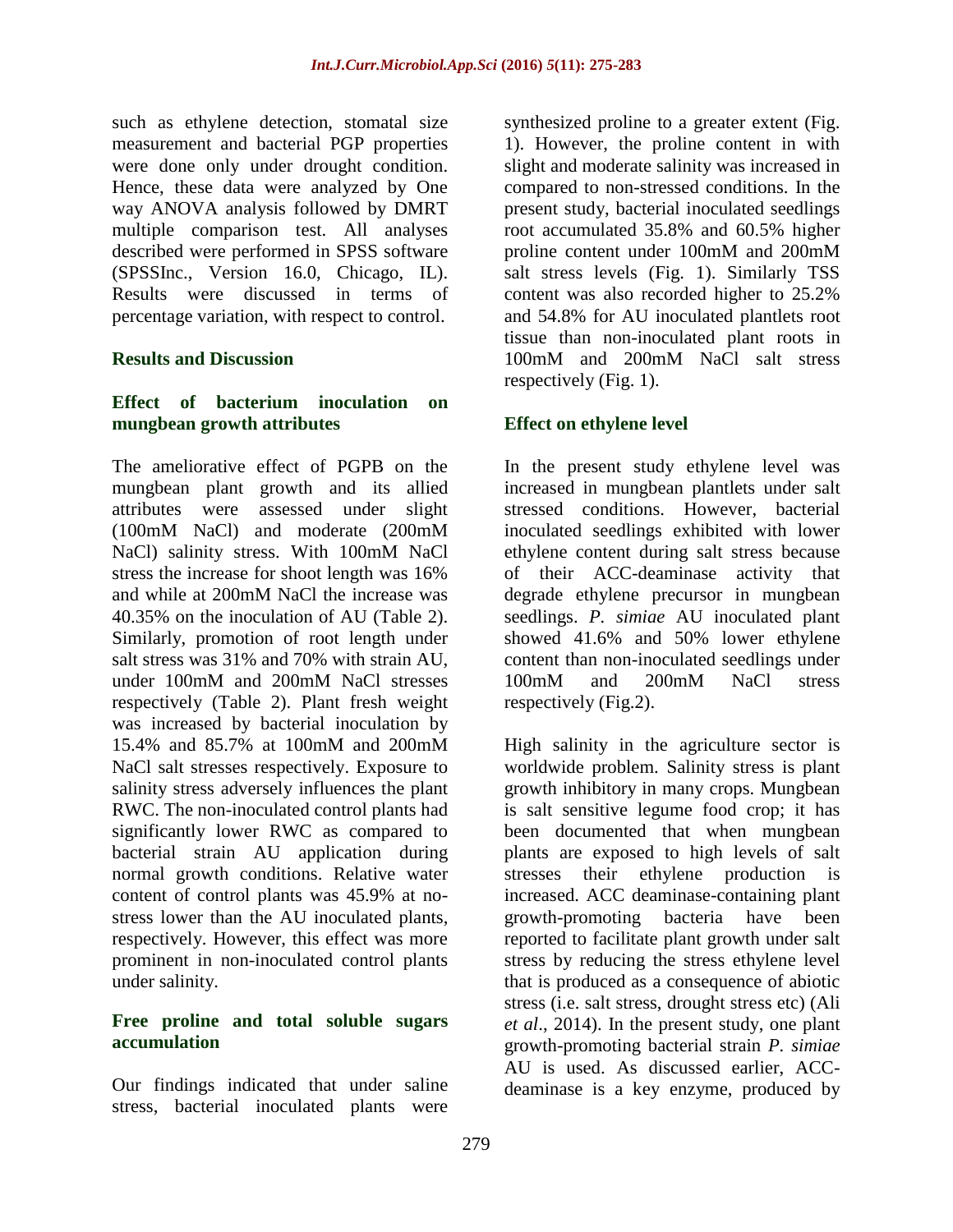such as ethylene detection, stomatal size measurement and bacterial PGP properties were done only under drought condition. Hence, these data were analyzed by One way ANOVA analysis followed by DMRT multiple comparison test. All analyses described were performed in SPSS software (SPSSInc., Version 16.0, Chicago, IL). Results were discussed in terms of percentage variation, with respect to control.

## Results and Discussion

### Effect of bacterium inoculation on mungbean growth attributes

The ameliorative effect of PGPB on the mungbean plant growth and its allied attributes were assessed under slight (100mM NaCl) and moderate (200mM NaCl) salinity stress. With 100mM NaCl stress the increase for shoot length was 16% and while at 200mM NaCl the increase was 40.35% on the inoculation of AU (Table 2). Similarly, promotion of root length under salt stress was 31% and 70% with strain AU, under 100mM and 200mM NaCl stresses respectively (Table 2). Plant fresh weight was increased by bacterial inoculation by 15.4% and 85.7% at 100mM and 200mM NaCl salt stresses respectively. Exposure to salinity stress adversely influences the plant RWC. The non-inoculated control plants had significantly lower RWC as compared to bacterial strain AU application during normal growth conditions. Relative water content of control plants was 45.9% at no-stress lower than the AU inoculated plants, respectively. However, this effect was more prominent in non-inoculated control plants under salinity.

### Free proline and total soluble sugars accumulation

Our findings indicated that under saline stress, bacterial inoculated plants were synthesized proline to a greater extent (Fig. 1). However, the proline content in with slight and moderate salinity was increased in compared to non-stressed conditions. In the present study, bacterial inoculated seedlings root accumulated 35.8% and 60.5% higher proline content under 100mM and 200mM salt stress levels (Fig. 1). Similarly TSS content was also recorded higher to 25.2% and 54.8% for AU inoculated plantlets root tissue than non-inoculated plant roots in 100mM and 200mM NaCl salt stress respectively (Fig. 1).

### Effect on ethylene level

In the present study ethylene level was increased in mungbean plantlets under salt stressed conditions. However, bacterial inoculated seedlings exhibited with lower ethylene content during salt stress because of their ACC-deaminase activity that degrade ethylene precursor in mungbean seedlings. *P. simiae* AU inoculated plant showed 41.6% and 50% lower ethylene content than non-inoculated seedlings under 100mM and 200mM NaCl stress respectively (Fig.2).

High salinity in the agriculture sector is worldwide problem. Salinity stress is plant growth inhibitory in many crops. Mungbean is salt sensitive legume food crop; it has been documented that when mungbean plants are exposed to high levels of salt stresses their ethylene production is increased. ACC deaminase-containing plant growth-promoting bacteria have been reported to facilitate plant growth under salt stress by reducing the stress ethylene level that is produced as a consequence of abiotic stress (i.e. salt stress, drought stress etc) (Ali *et al*., 2014). In the present study, one plant growth-promoting bacterial strain *P. simiae* AU is used. As discussed earlier, ACC-deaminase is a key enzyme, produced by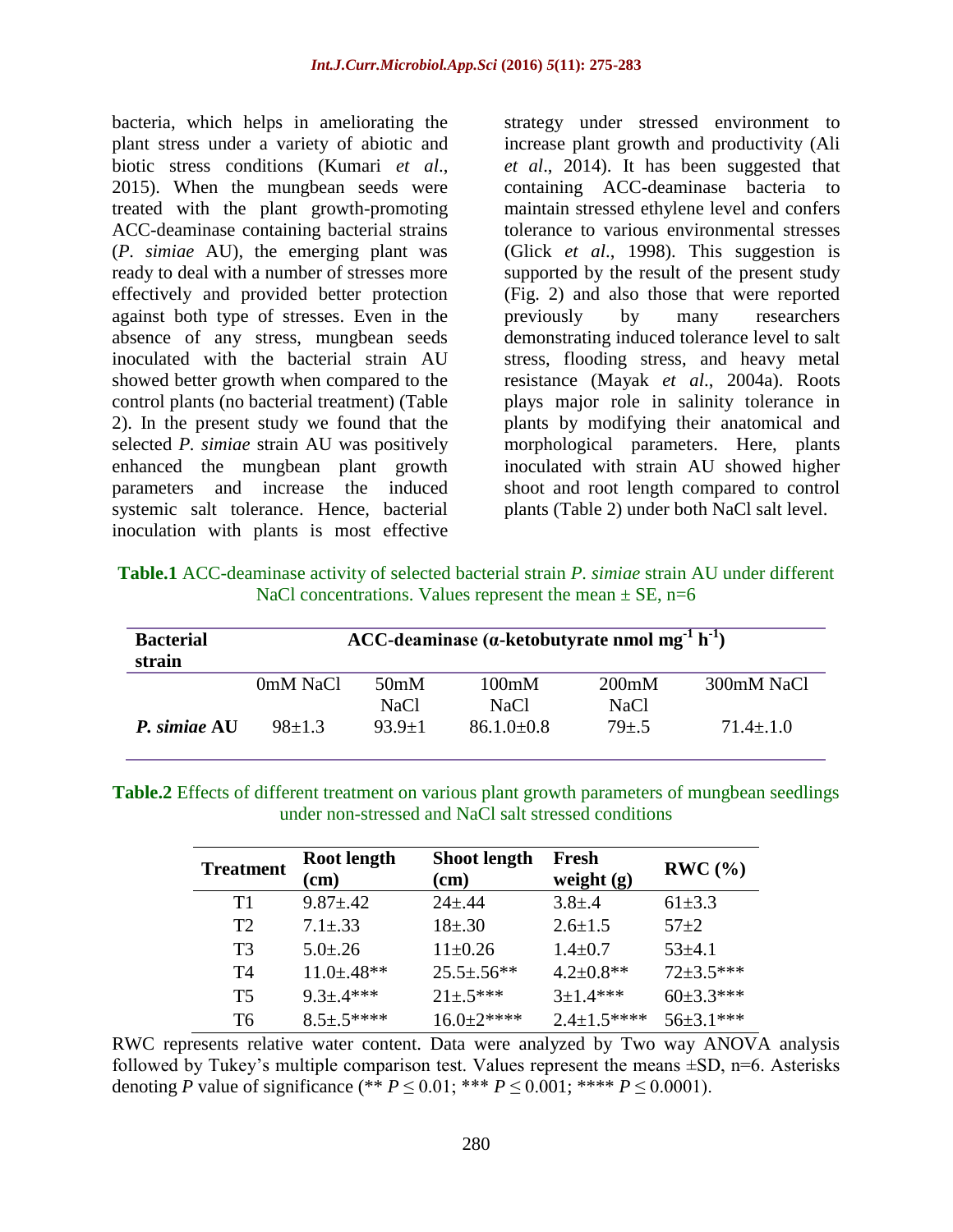bacteria, which helps in ameliorating the plant stress under a variety of abiotic and biotic stress conditions (Kumari *et al*., 2015). When the mungbean seeds were treated with the plant growth-promoting ACC-deaminase containing bacterial strains (*P. simiae* AU), the emerging plant was ready to deal with a number of stresses more effectively and provided better protection against both type of stresses. Even in the absence of any stress, mungbean seeds inoculated with the bacterial strain AU showed better growth when compared to the control plants (no bacterial treatment) (Table 2). In the present study we found that the selected *P. simiae* strain AU was positively enhanced the mungbean plant growth parameters and increase the induced systemic salt tolerance. Hence, bacterial inoculation with plants is most effective strategy under stressed environment to increase plant growth and productivity (Ali *et al*., 2014). It has been suggested that containing ACC-deaminase bacteria to maintain stressed ethylene level and confers tolerance to various environmental stresses (Glick *et al*., 1998). This suggestion is supported by the result of the present study (Fig. 2) and also those that were reported previously by many researchers demonstrating induced tolerance level to salt stress, flooding stress, and heavy metal resistance (Mayak *et al*., 2004a). Roots plays major role in salinity tolerance in plants by modifying their anatomical and morphological parameters. Here, plants inoculated with strain AU showed higher shoot and root length compared to control plants (Table 2) under both NaCl salt level.

**Table.1** ACC-deaminase activity of selected bacterial strain *P. simiae* strain AU under different NaCl concentrations. Values represent the mean ± SE, n=6

| Bacterial strain | ACC-deaminase (α-ketobutyrate nmol $mg^{-1}$ $h^{-1}$) | | | | |
|---|---|---|---|---|---|
| | 0mM NaCl | 50mM NaCl | 100mM NaCl | 200mM NaCl | 300mM NaCl |
| ***P. simiae* AU** | 98±1.3 | 93.9±1 | 86.1.0±0.8 | 79±.5 | 71.4±.1.0 |

**Table.2** Effects of different treatment on various plant growth parameters of mungbean seedlings under non-stressed and NaCl salt stressed conditions

| Treatment | Root length (cm) | Shoot length (cm) | Fresh weight (g) | RWC (%) |
|---|---|---|---|---|
| T1 | 9.87±.42 | 24±.44 | 3.8±.4 | 61±3.3 |
| T2 | 7.1±.33 | 18±.30 | 2.6±1.5 | 57±2 |
| T3 | 5.0±.26 | 11±0.26 | 1.4±0.7 | 53±4.1 |
| T4 | 11.0±.48** | 25.5±.56** | 4.2±0.8** | 72±3.5*** |
| T5 | 9.3±.4*** | 21±.5*** | 3±1.4*** | 60±3.3*** |
| T6 | 8.5±.5**** | 16.0±2**** | 2.4±1.5**** | 56±3.1*** |

RWC represents relative water content. Data were analyzed by Two way ANOVA analysis followed by Tukey's multiple comparison test. Values represent the means ±SD, n=6. Asterisks denoting *P* value of significance (** $P \leq 0.01$; *** $P \leq 0.001$; **** $P \leq 0.0001$).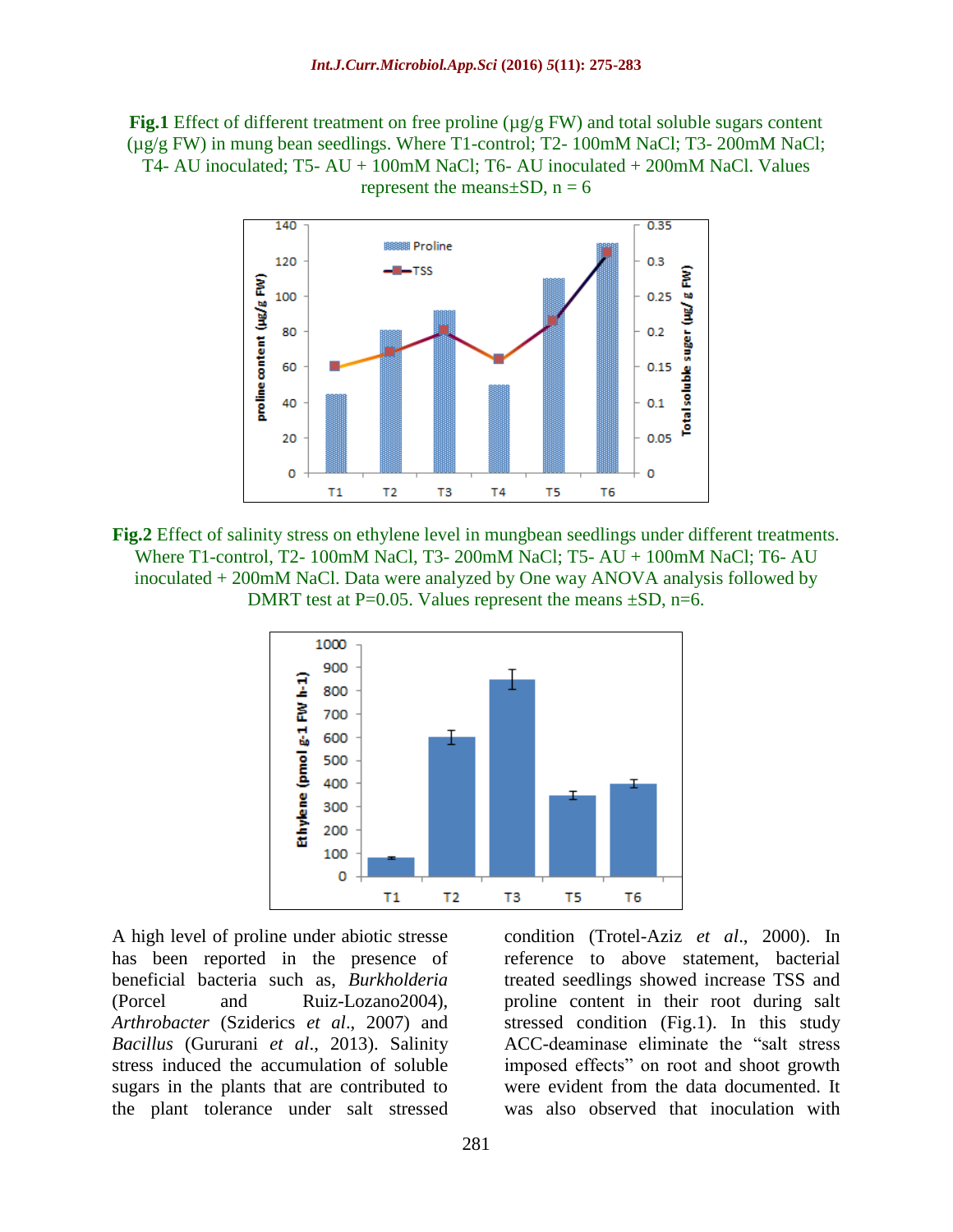**Fig.1** Effect of different treatment on free proline (µg/g FW) and total soluble sugars content (µg/g FW) in mung bean seedlings. Where T1-control; T2- 100mM NaCl; T3- 200mM NaCl; T4- AU inoculated; T5- AU + 100mM NaCl; T6- AU inoculated + 200mM NaCl. Values represent the means±SD, n = 6

**Fig.2** Effect of salinity stress on ethylene level in mungbean seedlings under different treatments. Where T1-control, T2- 100mM NaCl, T3- 200mM NaCl; T5- AU + 100mM NaCl; T6- AU inoculated + 200mM NaCl. Data were analyzed by One way ANOVA analysis followed by DMRT test at P=0.05. Values represent the means ±SD, n=6.

A high level of proline under abiotic stresse has been reported in the presence of beneficial bacteria such as, *Burkholderia* (Porcel and Ruiz-Lozano2004), *Arthrobacter* (Sziderics *et al*., 2007) and *Bacillus* (Gururani *et al*., 2013). Salinity stress induced the accumulation of soluble sugars in the plants that are contributed to the plant tolerance under salt stressed condition (Trotel-Aziz *et al*., 2000). In reference to above statement, bacterial treated seedlings showed increase TSS and proline content in their root during salt stressed condition (Fig.1). In this study ACC-deaminase eliminate the "salt stress imposed effects" on root and shoot growth were evident from the data documented. It was also observed that inoculation with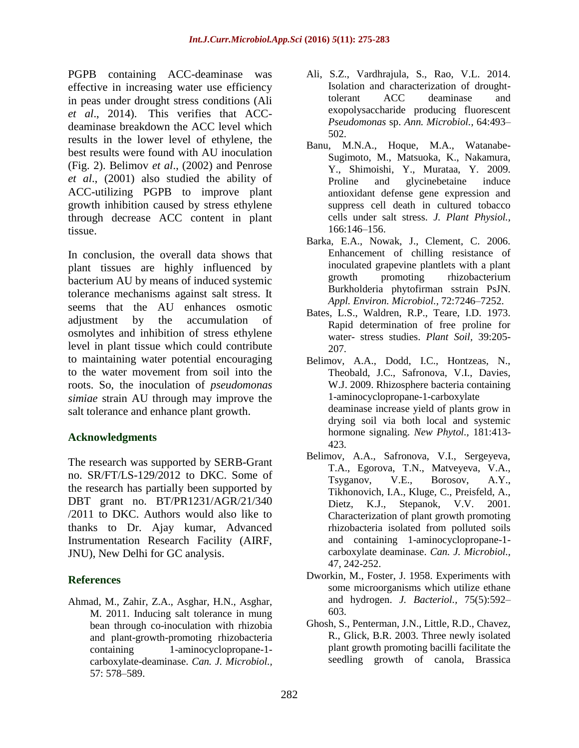PGPB containing ACC-deaminase was effective in increasing water use efficiency in peas under drought stress conditions (Ali *et al*., 2014). This verifies that ACC-deaminase breakdown the ACC level which results in the lower level of ethylene, the best results were found with AU inoculation (Fig. 2). Belimov *et al*., (2002) and Penrose *et al*., (2001) also studied the ability of ACC-utilizing PGPB to improve plant growth inhibition caused by stress ethylene through decrease ACC content in plant tissue.

In conclusion, the overall data shows that plant tissues are highly influenced by bacterium AU by means of induced systemic tolerance mechanisms against salt stress. It seems that the AU enhances osmotic adjustment by the accumulation of osmolytes and inhibition of stress ethylene level in plant tissue which could contribute to maintaining water potential encouraging to the water movement from soil into the roots. So, the inoculation of *pseudomonas simiae* strain AU through may improve the salt tolerance and enhance plant growth.

## Acknowledgments

The research was supported by SERB-Grant no. SR/FT/LS-129/2012 to DKC. Some of the research has partially been supported by DBT grant no. BT/PR1231/AGR/21/340 /2011 to DKC. Authors would also like to thanks to Dr. Ajay kumar, Advanced Instrumentation Research Facility (AIRF, JNU), New Delhi for GC analysis.

## References

Ahmad, M., Zahir, Z.A., Asghar, H.N., Asghar, M. 2011. Inducing salt tolerance in mung bean through co-inoculation with rhizobia and plant-growth-promoting rhizobacteria containing 1-aminocyclopropane-1-carboxylate-deaminase. *Can. J. Microbiol.,* 57: 578–589.

Ali, S.Z., Vardhrajula, S., Rao, V.L. 2014. Isolation and characterization of drought-tolerant ACC deaminase and exopolysaccharide producing fluorescent *Pseudomonas* sp. *Ann. Microbiol.,* 64:493–502.

Banu, M.N.A., Hoque, M.A., Watanabe-Sugimoto, M., Matsuoka, K., Nakamura, Y., Shimoishi, Y., Murataa, Y. 2009. Proline and glycinebetaine induce antioxidant defense gene expression and suppress cell death in cultured tobacco cells under salt stress. *J. Plant Physiol.,* 166:146–156.

Barka, E.A., Nowak, J., Clement, C. 2006. Enhancement of chilling resistance of inoculated grapevine plantlets with a plant growth promoting rhizobacterium Burkholderia phytofirman sstrain PsJN. *Appl. Environ. Microbiol.,* 72:7246–7252.

Bates, L.S., Waldren, R.P., Teare, I.D. 1973. Rapid determination of free proline for water- stress studies. *Plant Soil,* 39:205-207.

Belimov, A.A., Dodd, I.C., Hontzeas, N., Theobald, J.C., Safronova, V.I., Davies, W.J. 2009. Rhizosphere bacteria containing 1-aminocyclopropane-1-carboxylate deaminase increase yield of plants grow in drying soil via both local and systemic hormone signaling. *New Phytol.,* 181:413-423.

Belimov, A.A., Safronova, V.I., Sergeyeva, T.A., Egorova, T.N., Matveyeva, V.A., Tsyganov, V.E., Borosov, A.Y., Tikhonovich, I.A., Kluge, C., Preisfeld, A., Dietz, K.J., Stepanok, V.V. 2001. Characterization of plant growth promoting rhizobacteria isolated from polluted soils and containing 1-aminocyclopropane-1-carboxylate deaminase. *Can. J. Microbiol.,* 47, 242-252.

Dworkin, M., Foster, J. 1958. Experiments with some microorganisms which utilize ethane and hydrogen. *J. Bacteriol.,* 75(5):592–603.

Ghosh, S., Penterman, J.N., Little, R.D., Chavez, R., Glick, B.R. 2003. Three newly isolated plant growth promoting bacilli facilitate the seedling growth of canola, Brassica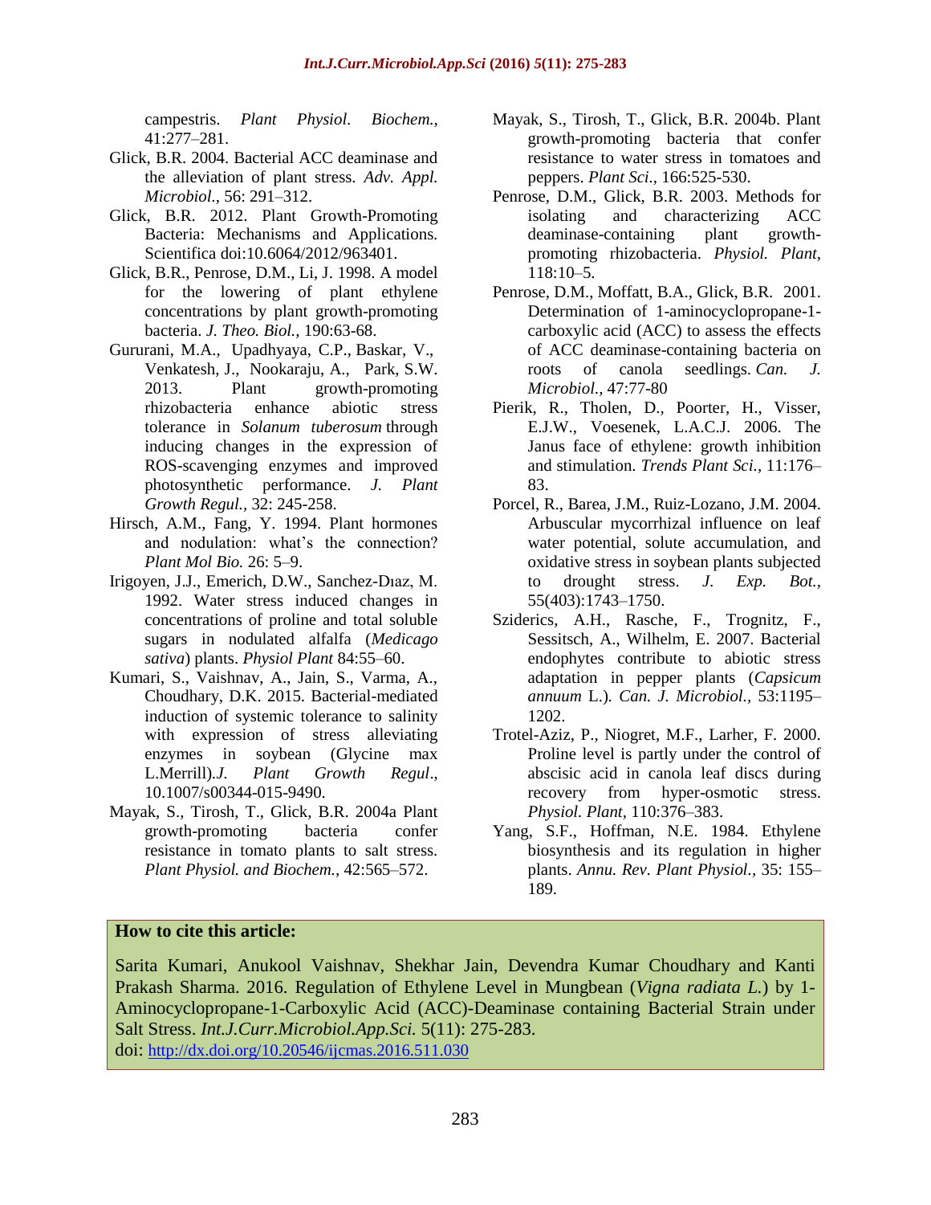campestris. *Plant Physiol. Biochem.*, 41:277–281.

Glick, B.R. 2004. Bacterial ACC deaminase and the alleviation of plant stress. *Adv. Appl. Microbiol.*, 56: 291–312.

Glick, B.R. 2012. Plant Growth-Promoting Bacteria: Mechanisms and Applications. Scientifica doi:10.6064/2012/963401.

Glick, B.R., Penrose, D.M., Li, J. 1998. A model for the lowering of plant ethylene concentrations by plant growth-promoting bacteria. *J. Theo. Biol.*, 190:63-68.

Gururani, M.A., Upadhyaya, C.P., Baskar, V., Venkatesh, J., Nookaraju, A., Park, S.W. 2013. Plant growth-promoting rhizobacteria enhance abiotic stress tolerance in *Solanum tuberosum* through inducing changes in the expression of ROS-scavenging enzymes and improved photosynthetic performance. *J. Plant Growth Regul.*, 32: 245-258.

Hirsch, A.M., Fang, Y. 1994. Plant hormones and nodulation: what's the connection? *Plant Mol Bio.* 26: 5–9.

Irigoyen, J.J., Emerich, D.W., Sanchez-Dıaz, M. 1992. Water stress induced changes in concentrations of proline and total soluble sugars in nodulated alfalfa (*Medicago sativa*) plants. *Physiol Plant* 84:55–60.

Kumari, S., Vaishnav, A., Jain, S., Varma, A., Choudhary, D.K. 2015. Bacterial-mediated induction of systemic tolerance to salinity with expression of stress alleviating enzymes in soybean (Glycine max L.Merrill).*J. Plant Growth Regul*., 10.1007/s00344-015-9490.

Mayak, S., Tirosh, T., Glick, B.R. 2004a Plant growth-promoting bacteria confer resistance in tomato plants to salt stress. *Plant Physiol. and Biochem.*, 42:565–572.

Mayak, S., Tirosh, T., Glick, B.R. 2004b. Plant growth-promoting bacteria that confer resistance to water stress in tomatoes and peppers. *Plant Sci.*, 166:525-530.

Penrose, D.M., Glick, B.R. 2003. Methods for isolating and characterizing ACC deaminase-containing plant growth-promoting rhizobacteria. *Physiol. Plant*, 118:10–5.

Penrose, D.M., Moffatt, B.A., Glick, B.R. 2001. Determination of 1-aminocyclopropane-1-carboxylic acid (ACC) to assess the effects of ACC deaminase-containing bacteria on roots of canola seedlings. *Can. J. Microbiol.*, 47:77-80

Pierik, R., Tholen, D., Poorter, H., Visser, E.J.W., Voesenek, L.A.C.J. 2006. The Janus face of ethylene: growth inhibition and stimulation. *Trends Plant Sci.*, 11:176–83.

Porcel, R., Barea, J.M., Ruiz-Lozano, J.M. 2004. Arbuscular mycorrhizal influence on leaf water potential, solute accumulation, and oxidative stress in soybean plants subjected to drought stress. *J. Exp. Bot.*, 55(403):1743–1750.

Sziderics, A.H., Rasche, F., Trognitz, F., Sessitsch, A., Wilhelm, E. 2007. Bacterial endophytes contribute to abiotic stress adaptation in pepper plants (*Capsicum annuum* L.). *Can. J. Microbiol.*, 53:1195–1202.

Trotel-Aziz, P., Niogret, M.F., Larher, F. 2000. Proline level is partly under the control of abscisic acid in canola leaf discs during recovery from hyper-osmotic stress. *Physiol. Plant*, 110:376–383.

Yang, S.F., Hoffman, N.E. 1984. Ethylene biosynthesis and its regulation in higher plants. *Annu. Rev. Plant Physiol.*, 35: 155–189.

**How to cite this article:**

Sarita Kumari, Anukool Vaishnav, Shekhar Jain, Devendra Kumar Choudhary and Kanti Prakash Sharma. 2016. Regulation of Ethylene Level in Mungbean (*Vigna radiata L.*) by 1-Aminocyclopropane-1-Carboxylic Acid (ACC)-Deaminase containing Bacterial Strain under Salt Stress. *Int.J.Curr.Microbiol.App.Sci.* 5(11): 275-283.
doi: http://dx.doi.org/10.20546/ijcmas.2016.511.030